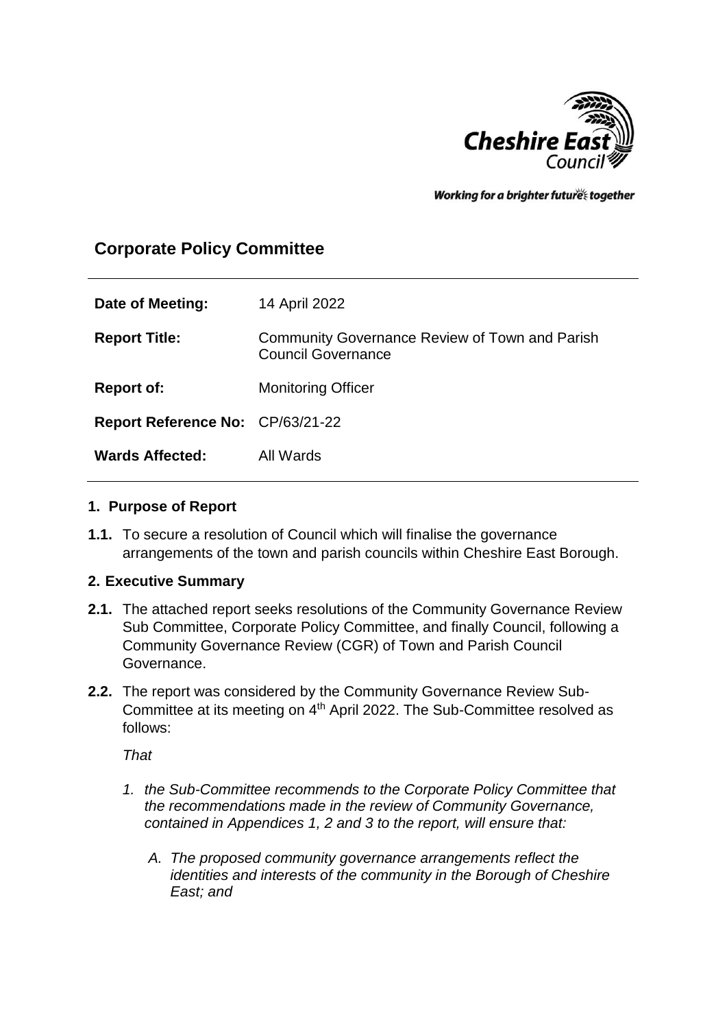Cheshire East Council

Working for a brighter future together

# Corporate Policy Committee

| | |
|---|---|
| **Date of Meeting:** | 14 April 2022 |
| **Report Title:** | Community Governance Review of Town and Parish Council Governance |
| **Report of:** | Monitoring Officer |
| **Report Reference No:** | CP/63/21-22 |
| **Wards Affected:** | All Wards |

## 1. Purpose of Report

**1.1.** To secure a resolution of Council which will finalise the governance arrangements of the town and parish councils within Cheshire East Borough.

## 2. Executive Summary

**2.1.** The attached report seeks resolutions of the Community Governance Review Sub Committee, Corporate Policy Committee, and finally Council, following a Community Governance Review (CGR) of Town and Parish Council Governance.

**2.2.** The report was considered by the Community Governance Review Sub-Committee at its meeting on 4th April 2022. The Sub-Committee resolved as follows:

*That*

1. *the Sub-Committee recommends to the Corporate Policy Committee that the recommendations made in the review of Community Governance, contained in Appendices 1, 2 and 3 to the report, will ensure that:*

   A. *The proposed community governance arrangements reflect the identities and interests of the community in the Borough of Cheshire East; and*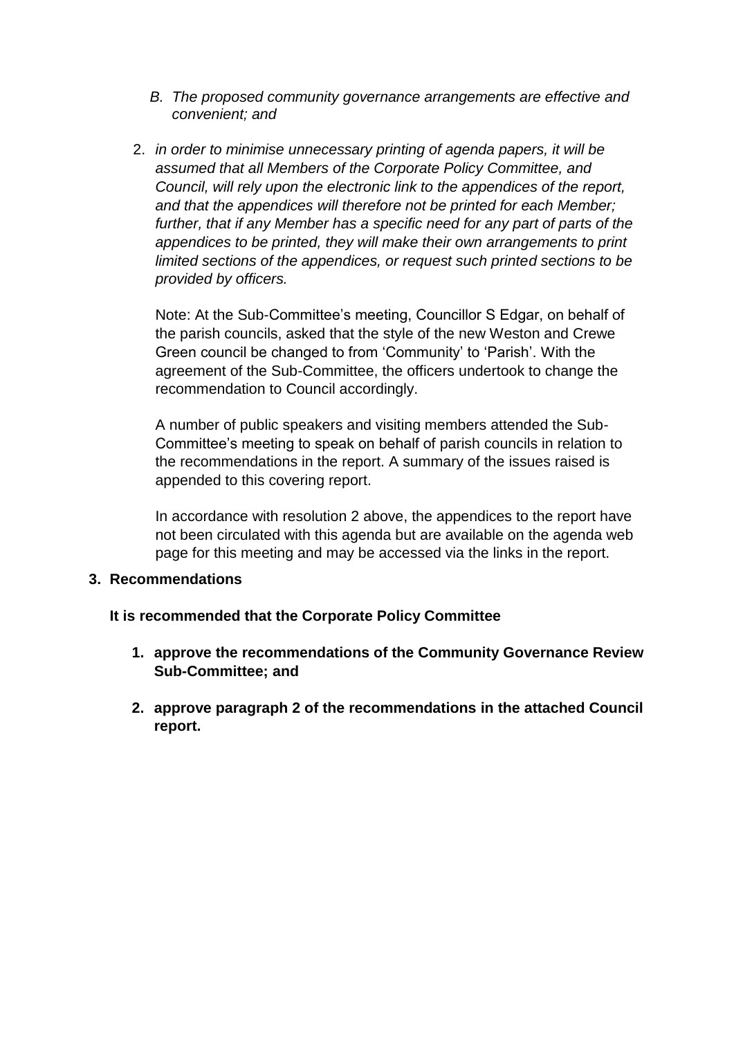*B. The proposed community governance arrangements are effective and convenient; and*

2. *in order to minimise unnecessary printing of agenda papers, it will be assumed that all Members of the Corporate Policy Committee, and Council, will rely upon the electronic link to the appendices of the report, and that the appendices will therefore not be printed for each Member; further, that if any Member has a specific need for any part of parts of the appendices to be printed, they will make their own arrangements to print limited sections of the appendices, or request such printed sections to be provided by officers.*

   Note: At the Sub-Committee's meeting, Councillor S Edgar, on behalf of the parish councils, asked that the style of the new Weston and Crewe Green council be changed to from 'Community' to 'Parish'. With the agreement of the Sub-Committee, the officers undertook to change the recommendation to Council accordingly.

   A number of public speakers and visiting members attended the Sub-Committee's meeting to speak on behalf of parish councils in relation to the recommendations in the report. A summary of the issues raised is appended to this covering report.

   In accordance with resolution 2 above, the appendices to the report have not been circulated with this agenda but are available on the agenda web page for this meeting and may be accessed via the links in the report.

**3. Recommendations**

**It is recommended that the Corporate Policy Committee**

1. **approve the recommendations of the Community Governance Review Sub-Committee; and**

2. **approve paragraph 2 of the recommendations in the attached Council report.**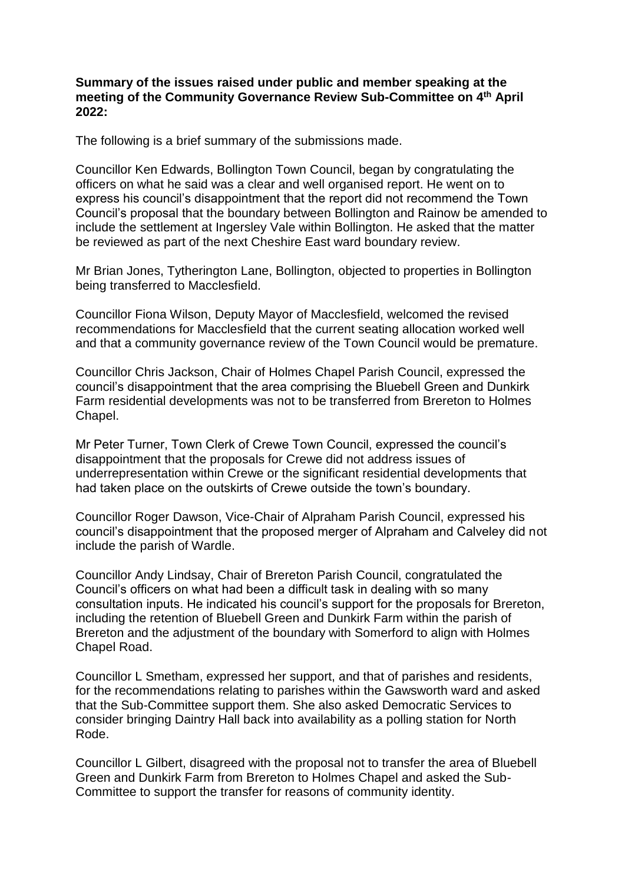**Summary of the issues raised under public and member speaking at the meeting of the Community Governance Review Sub-Committee on 4th April 2022:**

The following is a brief summary of the submissions made.

Councillor Ken Edwards, Bollington Town Council, began by congratulating the officers on what he said was a clear and well organised report. He went on to express his council's disappointment that the report did not recommend the Town Council's proposal that the boundary between Bollington and Rainow be amended to include the settlement at Ingersley Vale within Bollington. He asked that the matter be reviewed as part of the next Cheshire East ward boundary review.

Mr Brian Jones, Tytherington Lane, Bollington, objected to properties in Bollington being transferred to Macclesfield.

Councillor Fiona Wilson, Deputy Mayor of Macclesfield, welcomed the revised recommendations for Macclesfield that the current seating allocation worked well and that a community governance review of the Town Council would be premature.

Councillor Chris Jackson, Chair of Holmes Chapel Parish Council, expressed the council's disappointment that the area comprising the Bluebell Green and Dunkirk Farm residential developments was not to be transferred from Brereton to Holmes Chapel.

Mr Peter Turner, Town Clerk of Crewe Town Council, expressed the council's disappointment that the proposals for Crewe did not address issues of underrepresentation within Crewe or the significant residential developments that had taken place on the outskirts of Crewe outside the town's boundary.

Councillor Roger Dawson, Vice-Chair of Alpraham Parish Council, expressed his council's disappointment that the proposed merger of Alpraham and Calveley did not include the parish of Wardle.

Councillor Andy Lindsay, Chair of Brereton Parish Council, congratulated the Council's officers on what had been a difficult task in dealing with so many consultation inputs. He indicated his council's support for the proposals for Brereton, including the retention of Bluebell Green and Dunkirk Farm within the parish of Brereton and the adjustment of the boundary with Somerford to align with Holmes Chapel Road.

Councillor L Smetham, expressed her support, and that of parishes and residents, for the recommendations relating to parishes within the Gawsworth ward and asked that the Sub-Committee support them. She also asked Democratic Services to consider bringing Daintry Hall back into availability as a polling station for North Rode.

Councillor L Gilbert, disagreed with the proposal not to transfer the area of Bluebell Green and Dunkirk Farm from Brereton to Holmes Chapel and asked the Sub-Committee to support the transfer for reasons of community identity.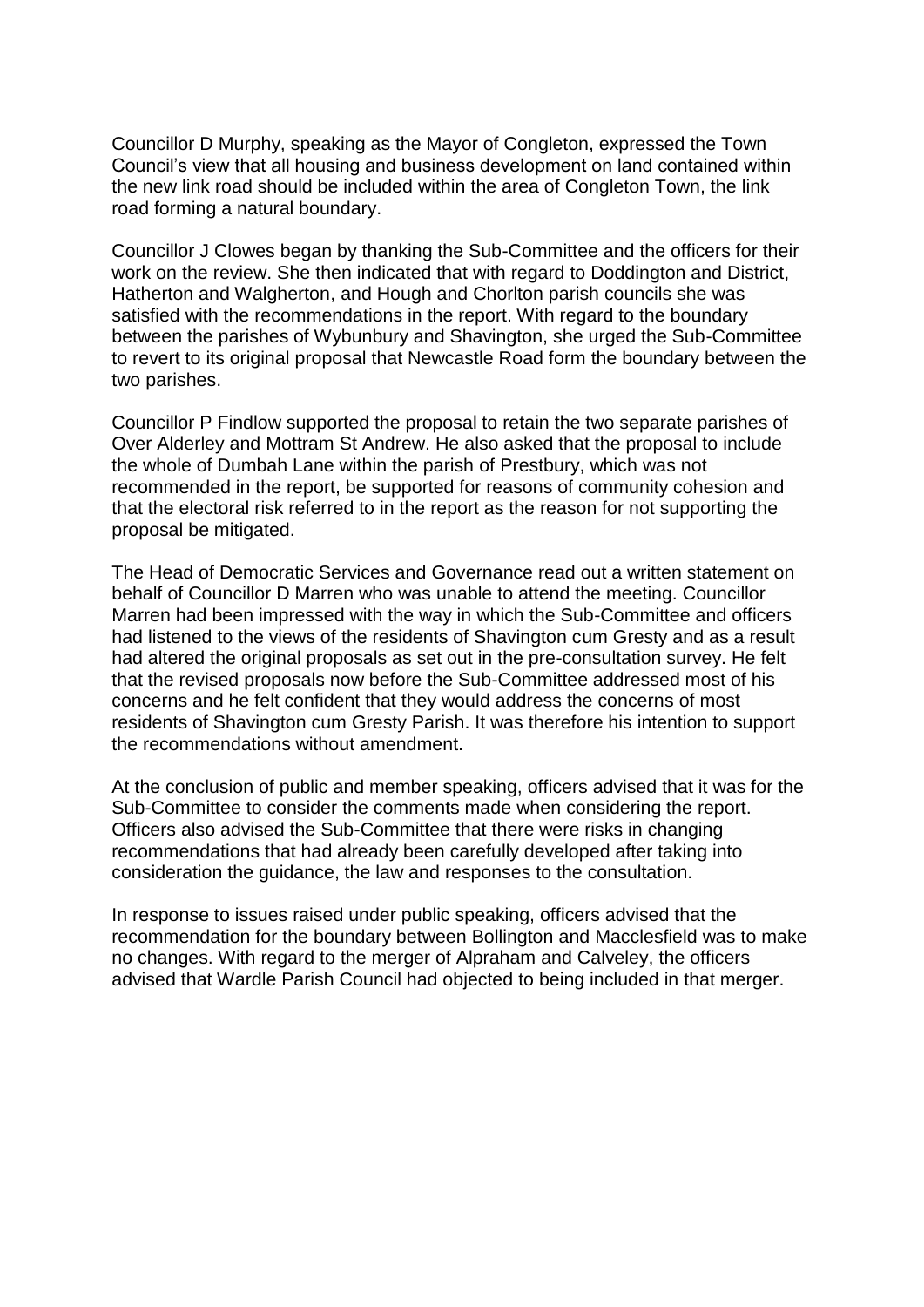Councillor D Murphy, speaking as the Mayor of Congleton, expressed the Town Council's view that all housing and business development on land contained within the new link road should be included within the area of Congleton Town, the link road forming a natural boundary.

Councillor J Clowes began by thanking the Sub-Committee and the officers for their work on the review. She then indicated that with regard to Doddington and District, Hatherton and Walgherton, and Hough and Chorlton parish councils she was satisfied with the recommendations in the report. With regard to the boundary between the parishes of Wybunbury and Shavington, she urged the Sub-Committee to revert to its original proposal that Newcastle Road form the boundary between the two parishes.

Councillor P Findlow supported the proposal to retain the two separate parishes of Over Alderley and Mottram St Andrew. He also asked that the proposal to include the whole of Dumbah Lane within the parish of Prestbury, which was not recommended in the report, be supported for reasons of community cohesion and that the electoral risk referred to in the report as the reason for not supporting the proposal be mitigated.

The Head of Democratic Services and Governance read out a written statement on behalf of Councillor D Marren who was unable to attend the meeting. Councillor Marren had been impressed with the way in which the Sub-Committee and officers had listened to the views of the residents of Shavington cum Gresty and as a result had altered the original proposals as set out in the pre-consultation survey. He felt that the revised proposals now before the Sub-Committee addressed most of his concerns and he felt confident that they would address the concerns of most residents of Shavington cum Gresty Parish. It was therefore his intention to support the recommendations without amendment.

At the conclusion of public and member speaking, officers advised that it was for the Sub-Committee to consider the comments made when considering the report. Officers also advised the Sub-Committee that there were risks in changing recommendations that had already been carefully developed after taking into consideration the guidance, the law and responses to the consultation.

In response to issues raised under public speaking, officers advised that the recommendation for the boundary between Bollington and Macclesfield was to make no changes. With regard to the merger of Alpraham and Calveley, the officers advised that Wardle Parish Council had objected to being included in that merger.